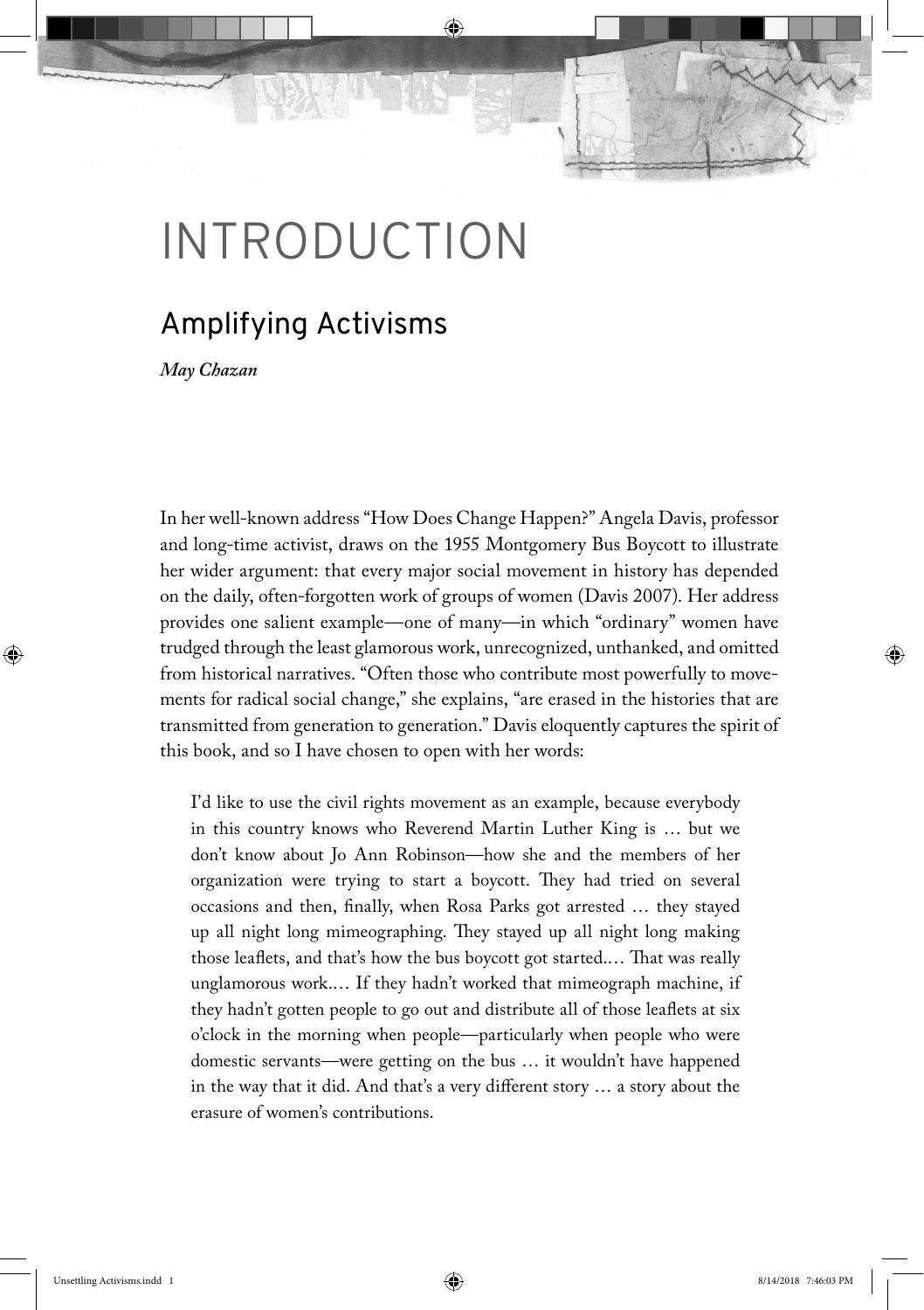# INTRODUCTION

## Amplifying Activisms

*May Chazan*

In her well-known address "How Does Change Happen?" Angela Davis, professor and long-time activist, draws on the 1955 Montgomery Bus Boycott to illustrate her wider argument: that every major social movement in history has depended on the daily, often-forgotten work of groups of women (Davis 2007). Her address provides one salient example—one of many—in which "ordinary" women have trudged through the least glamorous work, unrecognized, unthanked, and omitted from historical narratives. "Often those who contribute most powerfully to movements for radical social change," she explains, "are erased in the histories that are transmitted from generation to generation." Davis eloquently captures the spirit of this book, and so I have chosen to open with her words:

> I'd like to use the civil rights movement as an example, because everybody in this country knows who Reverend Martin Luther King is … but we don't know about Jo Ann Robinson—how she and the members of her organization were trying to start a boycott. They had tried on several occasions and then, finally, when Rosa Parks got arrested … they stayed up all night long mimeographing. They stayed up all night long making those leaflets, and that's how the bus boycott got started.… That was really unglamorous work.… If they hadn't worked that mimeograph machine, if they hadn't gotten people to go out and distribute all of those leaflets at six o'clock in the morning when people—particularly when people who were domestic servants—were getting on the bus … it wouldn't have happened in the way that it did. And that's a very different story … a story about the erasure of women's contributions.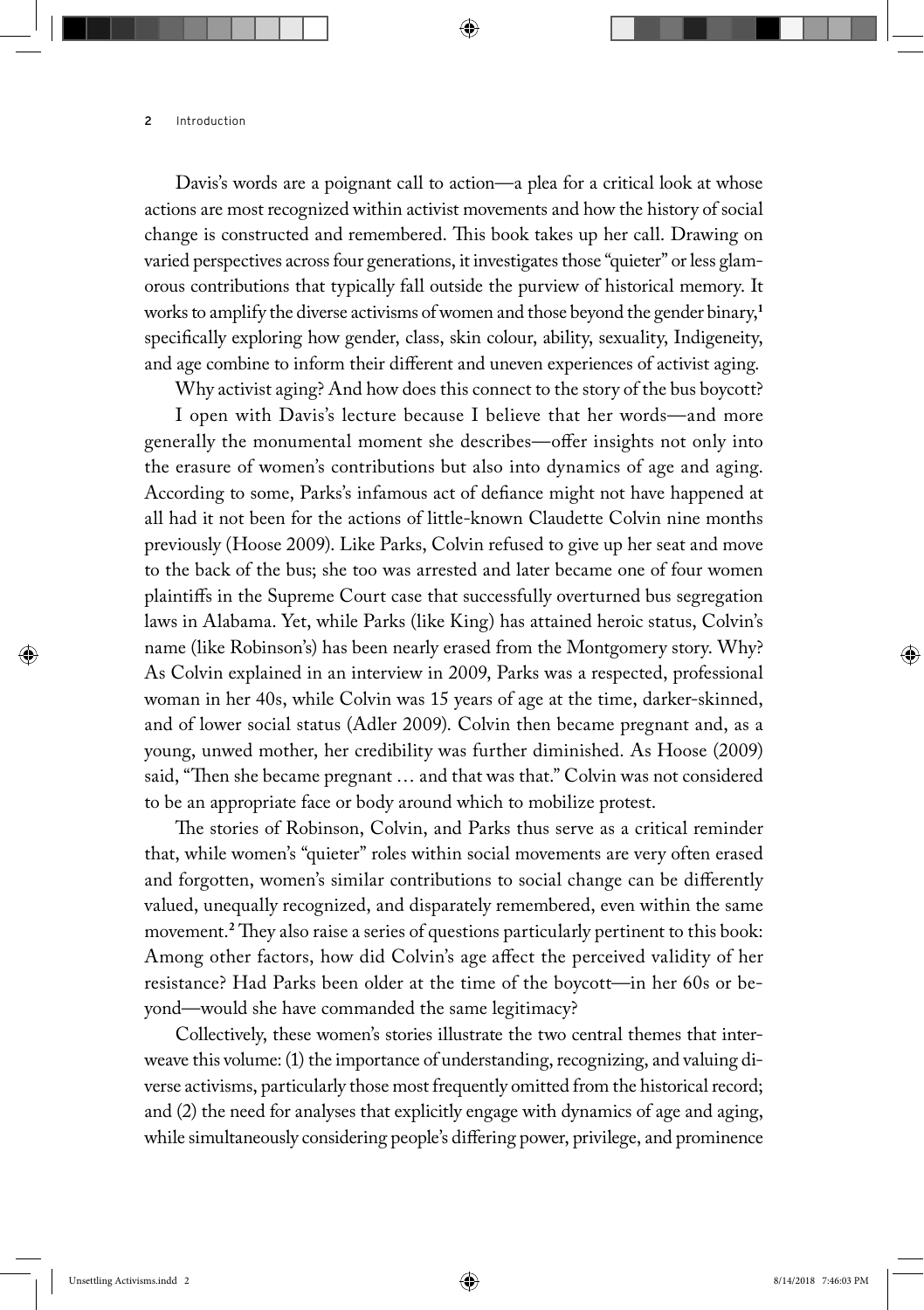Davis's words are a poignant call to action—a plea for a critical look at whose actions are most recognized within activist movements and how the history of social change is constructed and remembered. This book takes up her call. Drawing on varied perspectives across four generations, it investigates those "quieter" or less glamorous contributions that typically fall outside the purview of historical memory. It works to amplify the diverse activisms of women and those beyond the gender binary,[1] specifically exploring how gender, class, skin colour, ability, sexuality, Indigeneity, and age combine to inform their different and uneven experiences of activist aging.

Why activist aging? And how does this connect to the story of the bus boycott?

I open with Davis's lecture because I believe that her words—and more generally the monumental moment she describes—offer insights not only into the erasure of women's contributions but also into dynamics of age and aging. According to some, Parks's infamous act of defiance might not have happened at all had it not been for the actions of little-known Claudette Colvin nine months previously (Hoose 2009). Like Parks, Colvin refused to give up her seat and move to the back of the bus; she too was arrested and later became one of four women plaintiffs in the Supreme Court case that successfully overturned bus segregation laws in Alabama. Yet, while Parks (like King) has attained heroic status, Colvin's name (like Robinson's) has been nearly erased from the Montgomery story. Why? As Colvin explained in an interview in 2009, Parks was a respected, professional woman in her 40s, while Colvin was 15 years of age at the time, darker-skinned, and of lower social status (Adler 2009). Colvin then became pregnant and, as a young, unwed mother, her credibility was further diminished. As Hoose (2009) said, "Then she became pregnant … and that was that." Colvin was not considered to be an appropriate face or body around which to mobilize protest.

The stories of Robinson, Colvin, and Parks thus serve as a critical reminder that, while women's "quieter" roles within social movements are very often erased and forgotten, women's similar contributions to social change can be differently valued, unequally recognized, and disparately remembered, even within the same movement.[2] They also raise a series of questions particularly pertinent to this book: Among other factors, how did Colvin's age affect the perceived validity of her resistance? Had Parks been older at the time of the boycott—in her 60s or beyond—would she have commanded the same legitimacy?

Collectively, these women's stories illustrate the two central themes that interweave this volume: (1) the importance of understanding, recognizing, and valuing diverse activisms, particularly those most frequently omitted from the historical record; and (2) the need for analyses that explicitly engage with dynamics of age and aging, while simultaneously considering people's differing power, privilege, and prominence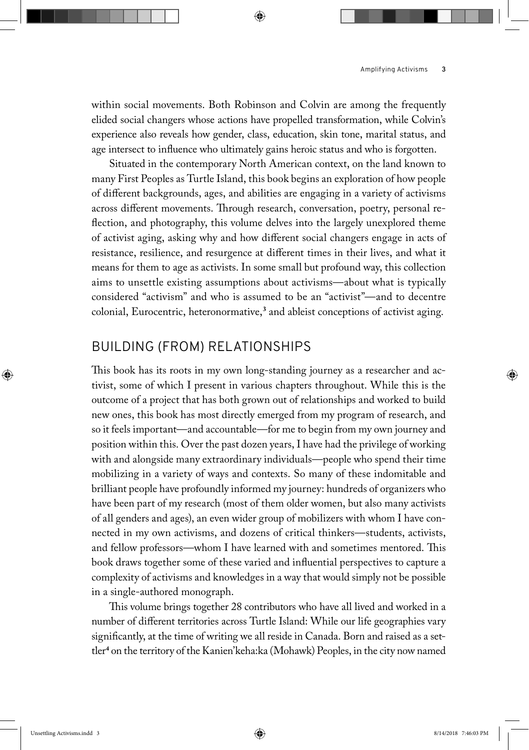within social movements. Both Robinson and Colvin are among the frequently elided social changers whose actions have propelled transformation, while Colvin's experience also reveals how gender, class, education, skin tone, marital status, and age intersect to influence who ultimately gains heroic status and who is forgotten.

Situated in the contemporary North American context, on the land known to many First Peoples as Turtle Island, this book begins an exploration of how people of different backgrounds, ages, and abilities are engaging in a variety of activisms across different movements. Through research, conversation, poetry, personal reflection, and photography, this volume delves into the largely unexplored theme of activist aging, asking why and how different social changers engage in acts of resistance, resilience, and resurgence at different times in their lives, and what it means for them to age as activists. In some small but profound way, this collection aims to unsettle existing assumptions about activisms—about what is typically considered "activism" and who is assumed to be an "activist"—and to decentre colonial, Eurocentric, heteronormative,[3] and ableist conceptions of activist aging.

## BUILDING (FROM) RELATIONSHIPS

This book has its roots in my own long-standing journey as a researcher and activist, some of which I present in various chapters throughout. While this is the outcome of a project that has both grown out of relationships and worked to build new ones, this book has most directly emerged from my program of research, and so it feels important—and accountable—for me to begin from my own journey and position within this. Over the past dozen years, I have had the privilege of working with and alongside many extraordinary individuals—people who spend their time mobilizing in a variety of ways and contexts. So many of these indomitable and brilliant people have profoundly informed my journey: hundreds of organizers who have been part of my research (most of them older women, but also many activists of all genders and ages), an even wider group of mobilizers with whom I have connected in my own activisms, and dozens of critical thinkers—students, activists, and fellow professors—whom I have learned with and sometimes mentored. This book draws together some of these varied and influential perspectives to capture a complexity of activisms and knowledges in a way that would simply not be possible in a single-authored monograph.

This volume brings together 28 contributors who have all lived and worked in a number of different territories across Turtle Island: While our life geographies vary significantly, at the time of writing we all reside in Canada. Born and raised as a settler[4] on the territory of the Kanien'keha:ka (Mohawk) Peoples, in the city now named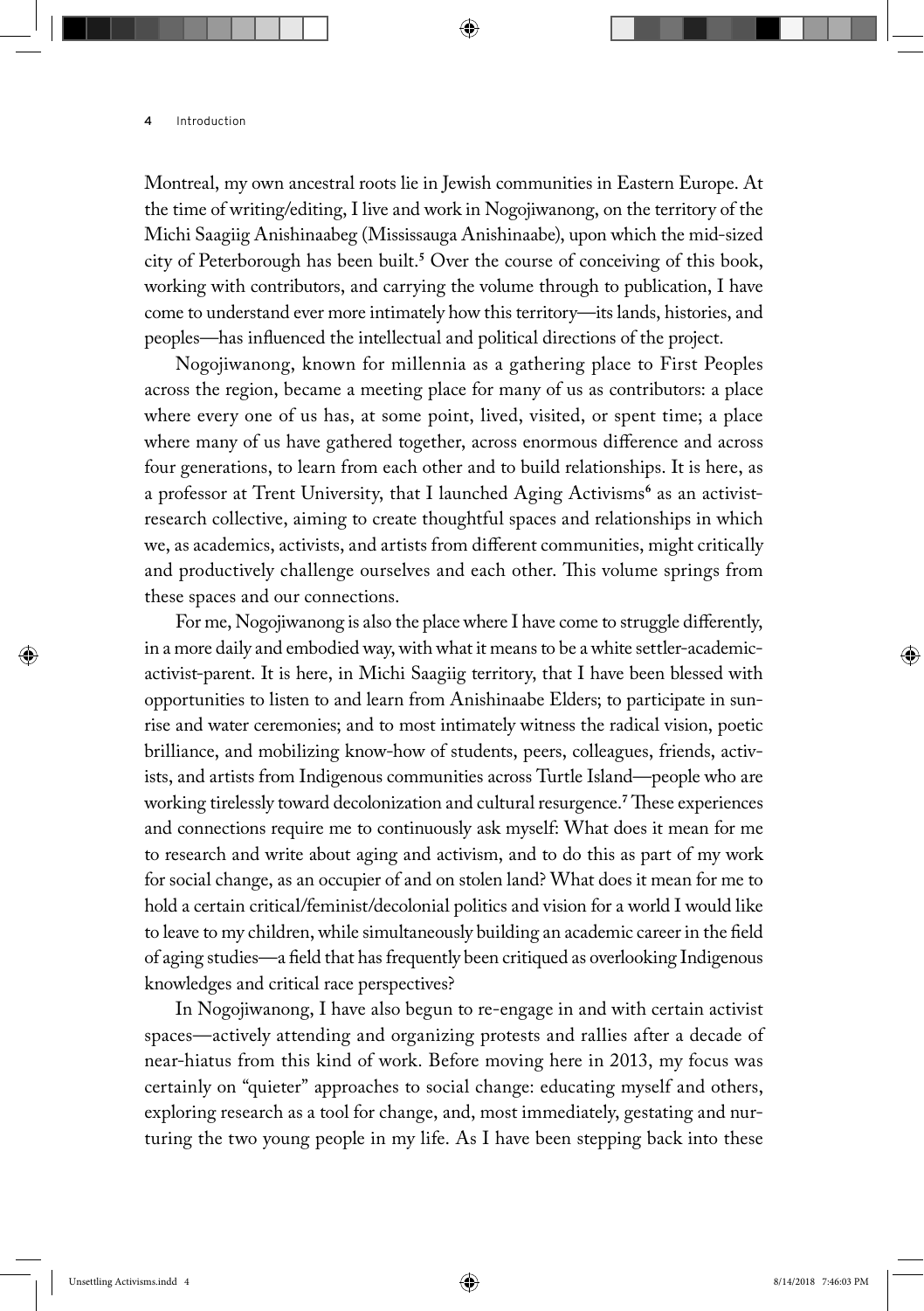Montreal, my own ancestral roots lie in Jewish communities in Eastern Europe. At the time of writing/editing, I live and work in Nogojiwanong, on the territory of the Michi Saagiig Anishinaabeg (Mississauga Anishinaabe), upon which the mid-sized city of Peterborough has been built.[5] Over the course of conceiving of this book, working with contributors, and carrying the volume through to publication, I have come to understand ever more intimately how this territory—its lands, histories, and peoples—has influenced the intellectual and political directions of the project.

Nogojiwanong, known for millennia as a gathering place to First Peoples across the region, became a meeting place for many of us as contributors: a place where every one of us has, at some point, lived, visited, or spent time; a place where many of us have gathered together, across enormous difference and across four generations, to learn from each other and to build relationships. It is here, as a professor at Trent University, that I launched Aging Activisms[6] as an activist-research collective, aiming to create thoughtful spaces and relationships in which we, as academics, activists, and artists from different communities, might critically and productively challenge ourselves and each other. This volume springs from these spaces and our connections.

For me, Nogojiwanong is also the place where I have come to struggle differently, in a more daily and embodied way, with what it means to be a white settler-academic-activist-parent. It is here, in Michi Saagiig territory, that I have been blessed with opportunities to listen to and learn from Anishinaabe Elders; to participate in sunrise and water ceremonies; and to most intimately witness the radical vision, poetic brilliance, and mobilizing know-how of students, peers, colleagues, friends, activists, and artists from Indigenous communities across Turtle Island—people who are working tirelessly toward decolonization and cultural resurgence.[7] These experiences and connections require me to continuously ask myself: What does it mean for me to research and write about aging and activism, and to do this as part of my work for social change, as an occupier of and on stolen land? What does it mean for me to hold a certain critical/feminist/decolonial politics and vision for a world I would like to leave to my children, while simultaneously building an academic career in the field of aging studies—a field that has frequently been critiqued as overlooking Indigenous knowledges and critical race perspectives?

In Nogojiwanong, I have also begun to re-engage in and with certain activist spaces—actively attending and organizing protests and rallies after a decade of near-hiatus from this kind of work. Before moving here in 2013, my focus was certainly on "quieter" approaches to social change: educating myself and others, exploring research as a tool for change, and, most immediately, gestating and nurturing the two young people in my life. As I have been stepping back into these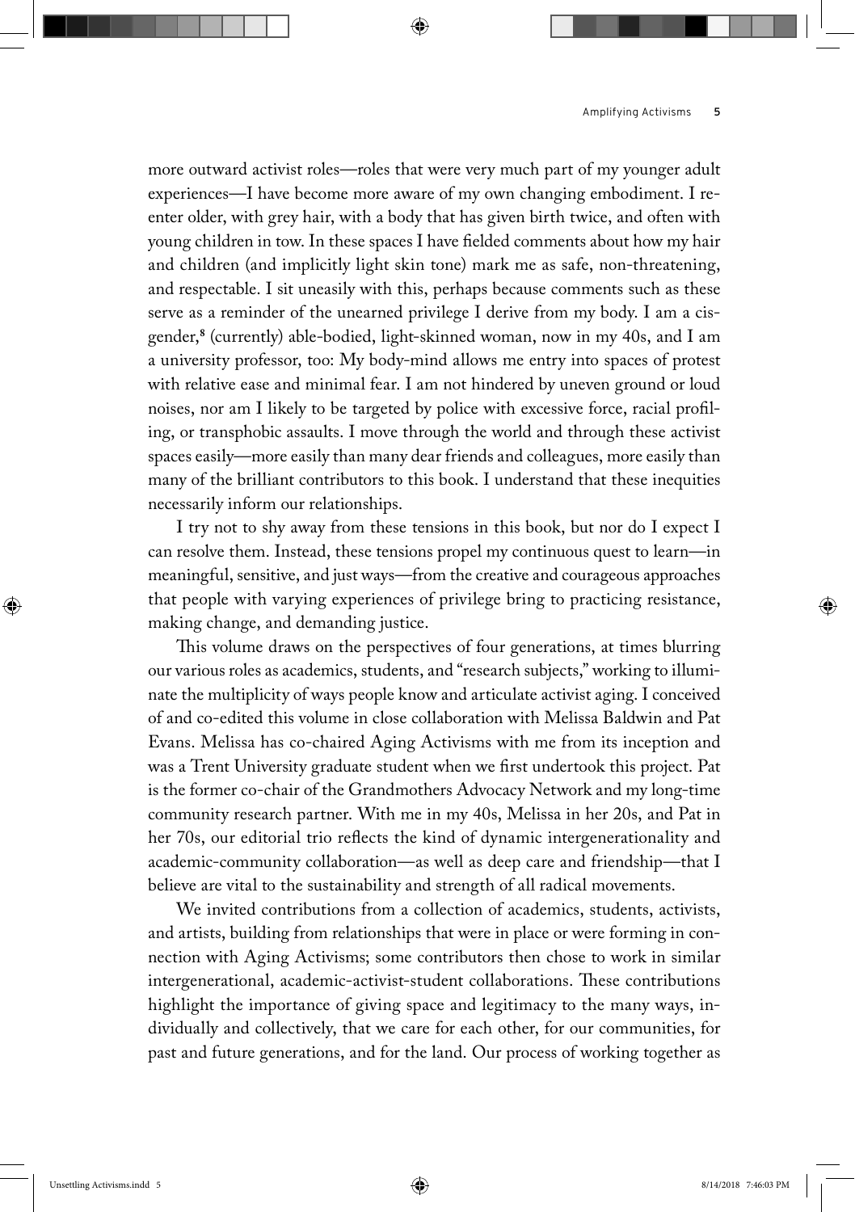more outward activist roles—roles that were very much part of my younger adult experiences—I have become more aware of my own changing embodiment. I re-enter older, with grey hair, with a body that has given birth twice, and often with young children in tow. In these spaces I have fielded comments about how my hair and children (and implicitly light skin tone) mark me as safe, non-threatening, and respectable. I sit uneasily with this, perhaps because comments such as these serve as a reminder of the unearned privilege I derive from my body. I am a cisgender,[8] (currently) able-bodied, light-skinned woman, now in my 40s, and I am a university professor, too: My body-mind allows me entry into spaces of protest with relative ease and minimal fear. I am not hindered by uneven ground or loud noises, nor am I likely to be targeted by police with excessive force, racial profiling, or transphobic assaults. I move through the world and through these activist spaces easily—more easily than many dear friends and colleagues, more easily than many of the brilliant contributors to this book. I understand that these inequities necessarily inform our relationships.

I try not to shy away from these tensions in this book, but nor do I expect I can resolve them. Instead, these tensions propel my continuous quest to learn—in meaningful, sensitive, and just ways—from the creative and courageous approaches that people with varying experiences of privilege bring to practicing resistance, making change, and demanding justice.

This volume draws on the perspectives of four generations, at times blurring our various roles as academics, students, and "research subjects," working to illuminate the multiplicity of ways people know and articulate activist aging. I conceived of and co-edited this volume in close collaboration with Melissa Baldwin and Pat Evans. Melissa has co-chaired Aging Activisms with me from its inception and was a Trent University graduate student when we first undertook this project. Pat is the former co-chair of the Grandmothers Advocacy Network and my long-time community research partner. With me in my 40s, Melissa in her 20s, and Pat in her 70s, our editorial trio reflects the kind of dynamic intergenerationality and academic-community collaboration—as well as deep care and friendship—that I believe are vital to the sustainability and strength of all radical movements.

We invited contributions from a collection of academics, students, activists, and artists, building from relationships that were in place or were forming in connection with Aging Activisms; some contributors then chose to work in similar intergenerational, academic-activist-student collaborations. These contributions highlight the importance of giving space and legitimacy to the many ways, individually and collectively, that we care for each other, for our communities, for past and future generations, and for the land. Our process of working together as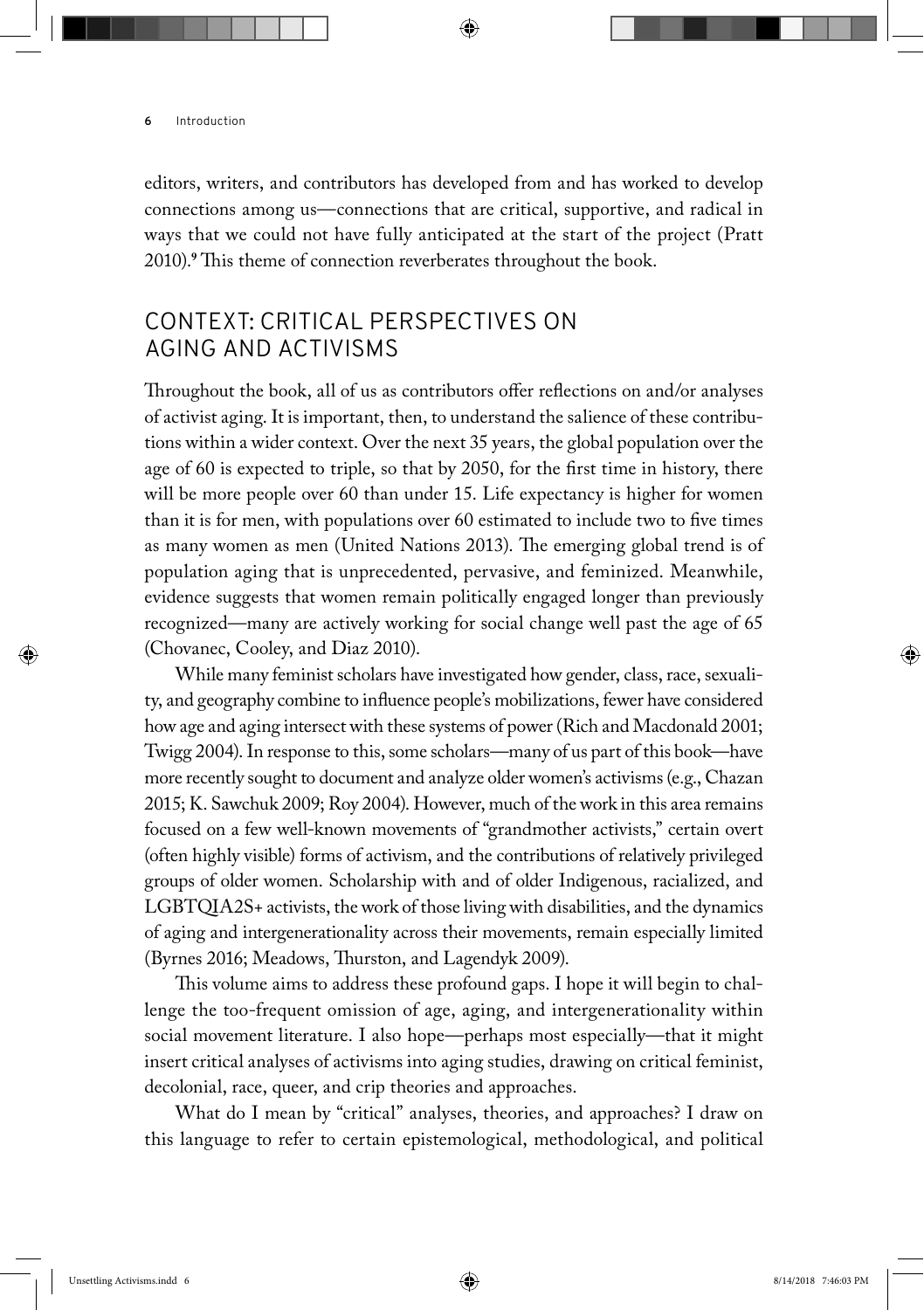editors, writers, and contributors has developed from and has worked to develop connections among us—connections that are critical, supportive, and radical in ways that we could not have fully anticipated at the start of the project (Pratt 2010).[9] This theme of connection reverberates throughout the book.

## CONTEXT: CRITICAL PERSPECTIVES ON AGING AND ACTIVISMS

Throughout the book, all of us as contributors offer reflections on and/or analyses of activist aging. It is important, then, to understand the salience of these contributions within a wider context. Over the next 35 years, the global population over the age of 60 is expected to triple, so that by 2050, for the first time in history, there will be more people over 60 than under 15. Life expectancy is higher for women than it is for men, with populations over 60 estimated to include two to five times as many women as men (United Nations 2013). The emerging global trend is of population aging that is unprecedented, pervasive, and feminized. Meanwhile, evidence suggests that women remain politically engaged longer than previously recognized—many are actively working for social change well past the age of 65 (Chovanec, Cooley, and Diaz 2010).

While many feminist scholars have investigated how gender, class, race, sexuality, and geography combine to influence people's mobilizations, fewer have considered how age and aging intersect with these systems of power (Rich and Macdonald 2001; Twigg 2004). In response to this, some scholars—many of us part of this book—have more recently sought to document and analyze older women's activisms (e.g., Chazan 2015; K. Sawchuk 2009; Roy 2004). However, much of the work in this area remains focused on a few well-known movements of "grandmother activists," certain overt (often highly visible) forms of activism, and the contributions of relatively privileged groups of older women. Scholarship with and of older Indigenous, racialized, and LGBTQIA2S+ activists, the work of those living with disabilities, and the dynamics of aging and intergenerationality across their movements, remain especially limited (Byrnes 2016; Meadows, Thurston, and Lagendyk 2009).

This volume aims to address these profound gaps. I hope it will begin to challenge the too-frequent omission of age, aging, and intergenerationality within social movement literature. I also hope—perhaps most especially—that it might insert critical analyses of activisms into aging studies, drawing on critical feminist, decolonial, race, queer, and crip theories and approaches.

What do I mean by "critical" analyses, theories, and approaches? I draw on this language to refer to certain epistemological, methodological, and political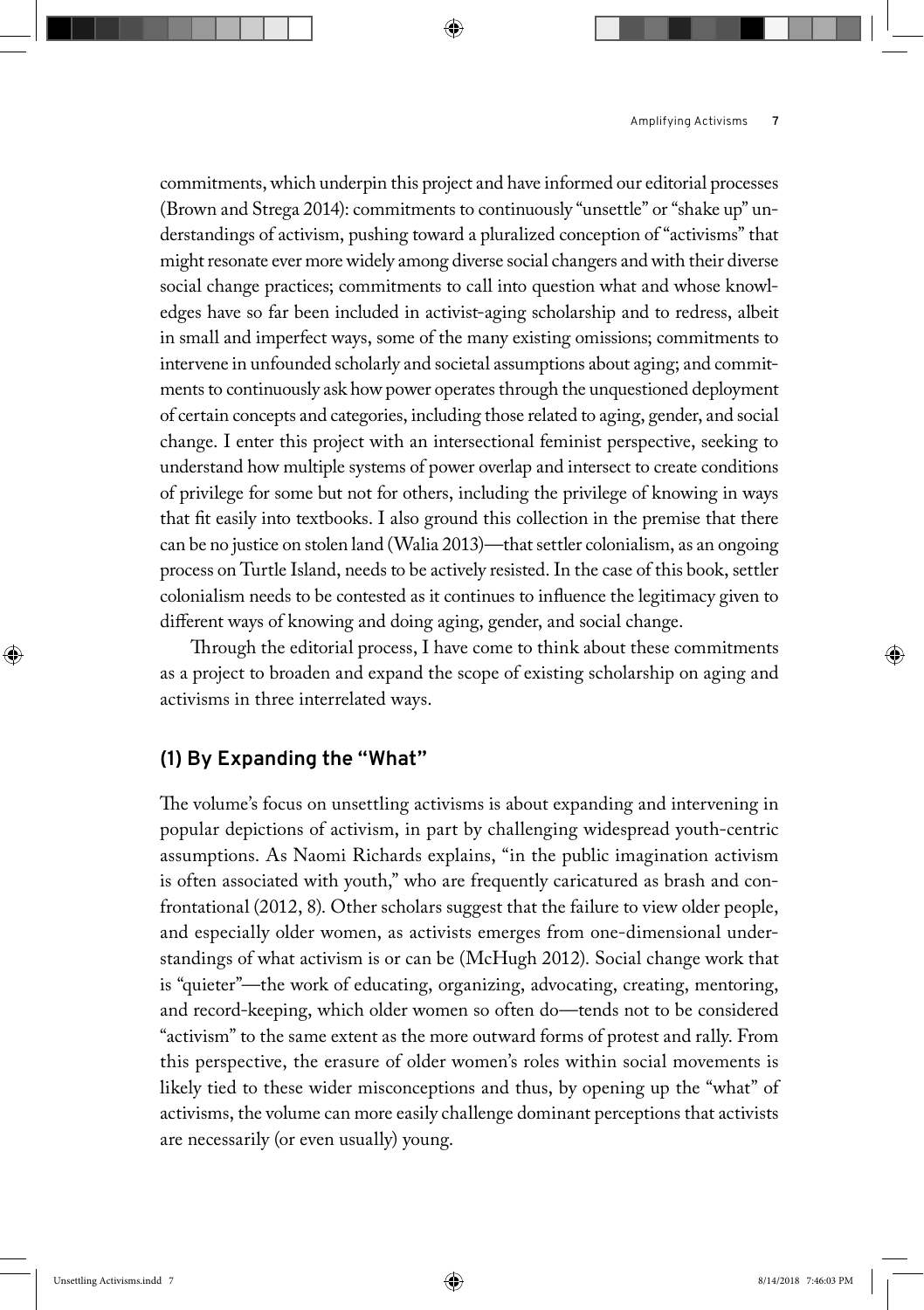commitments, which underpin this project and have informed our editorial processes (Brown and Strega 2014): commitments to continuously "unsettle" or "shake up" understandings of activism, pushing toward a pluralized conception of "activisms" that might resonate ever more widely among diverse social changers and with their diverse social change practices; commitments to call into question what and whose knowledges have so far been included in activist-aging scholarship and to redress, albeit in small and imperfect ways, some of the many existing omissions; commitments to intervene in unfounded scholarly and societal assumptions about aging; and commitments to continuously ask how power operates through the unquestioned deployment of certain concepts and categories, including those related to aging, gender, and social change. I enter this project with an intersectional feminist perspective, seeking to understand how multiple systems of power overlap and intersect to create conditions of privilege for some but not for others, including the privilege of knowing in ways that fit easily into textbooks. I also ground this collection in the premise that there can be no justice on stolen land (Walia 2013)—that settler colonialism, as an ongoing process on Turtle Island, needs to be actively resisted. In the case of this book, settler colonialism needs to be contested as it continues to influence the legitimacy given to different ways of knowing and doing aging, gender, and social change.

Through the editorial process, I have come to think about these commitments as a project to broaden and expand the scope of existing scholarship on aging and activisms in three interrelated ways.

## (1) By Expanding the "What"

The volume's focus on unsettling activisms is about expanding and intervening in popular depictions of activism, in part by challenging widespread youth-centric assumptions. As Naomi Richards explains, "in the public imagination activism is often associated with youth," who are frequently caricatured as brash and confrontational (2012, 8). Other scholars suggest that the failure to view older people, and especially older women, as activists emerges from one-dimensional understandings of what activism is or can be (McHugh 2012). Social change work that is "quieter"—the work of educating, organizing, advocating, creating, mentoring, and record-keeping, which older women so often do—tends not to be considered "activism" to the same extent as the more outward forms of protest and rally. From this perspective, the erasure of older women's roles within social movements is likely tied to these wider misconceptions and thus, by opening up the "what" of activisms, the volume can more easily challenge dominant perceptions that activists are necessarily (or even usually) young.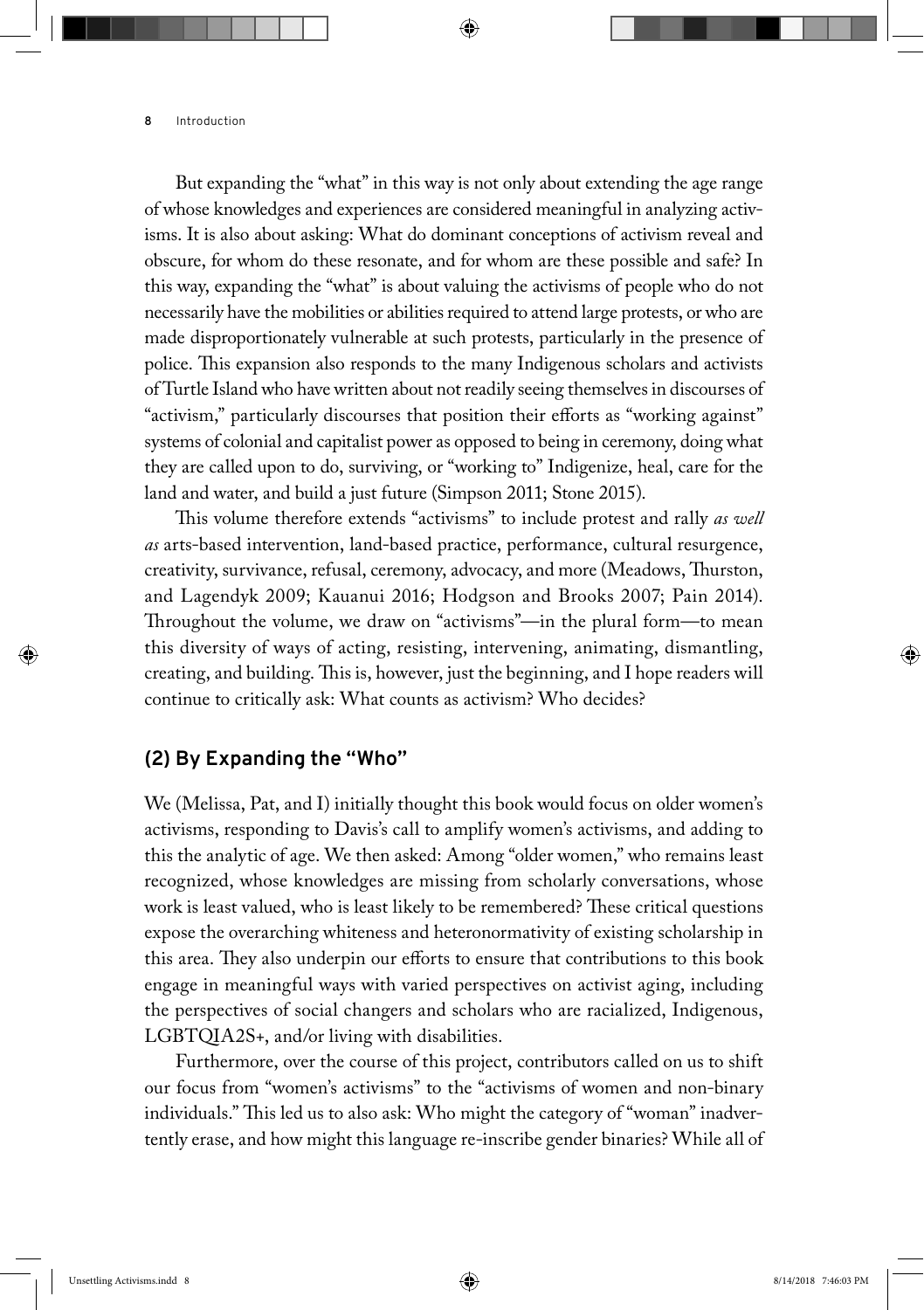But expanding the "what" in this way is not only about extending the age range of whose knowledges and experiences are considered meaningful in analyzing activisms. It is also about asking: What do dominant conceptions of activism reveal and obscure, for whom do these resonate, and for whom are these possible and safe? In this way, expanding the "what" is about valuing the activisms of people who do not necessarily have the mobilities or abilities required to attend large protests, or who are made disproportionately vulnerable at such protests, particularly in the presence of police. This expansion also responds to the many Indigenous scholars and activists of Turtle Island who have written about not readily seeing themselves in discourses of "activism," particularly discourses that position their efforts as "working against" systems of colonial and capitalist power as opposed to being in ceremony, doing what they are called upon to do, surviving, or "working to" Indigenize, heal, care for the land and water, and build a just future (Simpson 2011; Stone 2015).

This volume therefore extends "activisms" to include protest and rally *as well as* arts-based intervention, land-based practice, performance, cultural resurgence, creativity, survivance, refusal, ceremony, advocacy, and more (Meadows, Thurston, and Lagendyk 2009; Kauanui 2016; Hodgson and Brooks 2007; Pain 2014). Throughout the volume, we draw on "activisms"—in the plural form—to mean this diversity of ways of acting, resisting, intervening, animating, dismantling, creating, and building. This is, however, just the beginning, and I hope readers will continue to critically ask: What counts as activism? Who decides?

## (2) By Expanding the "Who"

We (Melissa, Pat, and I) initially thought this book would focus on older women's activisms, responding to Davis's call to amplify women's activisms, and adding to this the analytic of age. We then asked: Among "older women," who remains least recognized, whose knowledges are missing from scholarly conversations, whose work is least valued, who is least likely to be remembered? These critical questions expose the overarching whiteness and heteronormativity of existing scholarship in this area. They also underpin our efforts to ensure that contributions to this book engage in meaningful ways with varied perspectives on activist aging, including the perspectives of social changers and scholars who are racialized, Indigenous, LGBTQIA2S+, and/or living with disabilities.

Furthermore, over the course of this project, contributors called on us to shift our focus from "women's activisms" to the "activisms of women and non-binary individuals." This led us to also ask: Who might the category of "woman" inadvertently erase, and how might this language re-inscribe gender binaries? While all of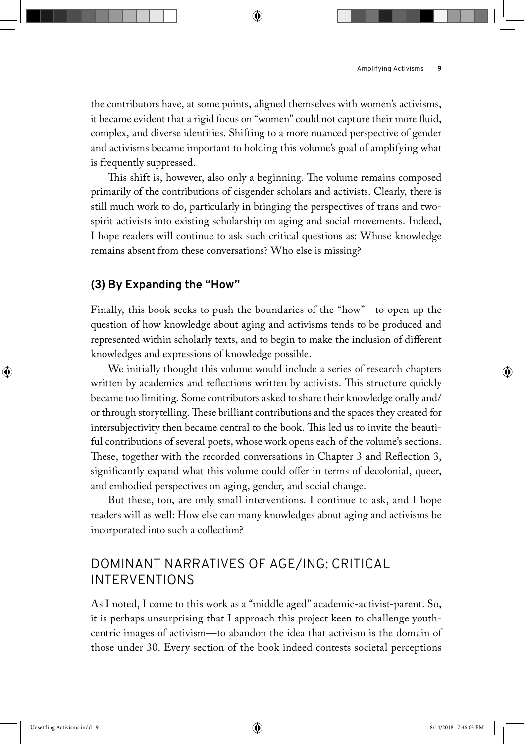the contributors have, at some points, aligned themselves with women's activisms, it became evident that a rigid focus on "women" could not capture their more fluid, complex, and diverse identities. Shifting to a more nuanced perspective of gender and activisms became important to holding this volume's goal of amplifying what is frequently suppressed.

This shift is, however, also only a beginning. The volume remains composed primarily of the contributions of cisgender scholars and activists. Clearly, there is still much work to do, particularly in bringing the perspectives of trans and two-spirit activists into existing scholarship on aging and social movements. Indeed, I hope readers will continue to ask such critical questions as: Whose knowledge remains absent from these conversations? Who else is missing?

### (3) By Expanding the "How"

Finally, this book seeks to push the boundaries of the "how"—to open up the question of how knowledge about aging and activisms tends to be produced and represented within scholarly texts, and to begin to make the inclusion of different knowledges and expressions of knowledge possible.

We initially thought this volume would include a series of research chapters written by academics and reflections written by activists. This structure quickly became too limiting. Some contributors asked to share their knowledge orally and/or through storytelling. These brilliant contributions and the spaces they created for intersubjectivity then became central to the book. This led us to invite the beautiful contributions of several poets, whose work opens each of the volume's sections. These, together with the recorded conversations in Chapter 3 and Reflection 3, significantly expand what this volume could offer in terms of decolonial, queer, and embodied perspectives on aging, gender, and social change.

But these, too, are only small interventions. I continue to ask, and I hope readers will as well: How else can many knowledges about aging and activisms be incorporated into such a collection?

## DOMINANT NARRATIVES OF AGE/ING: CRITICAL INTERVENTIONS

As I noted, I come to this work as a "middle aged" academic-activist-parent. So, it is perhaps unsurprising that I approach this project keen to challenge youth-centric images of activism—to abandon the idea that activism is the domain of those under 30. Every section of the book indeed contests societal perceptions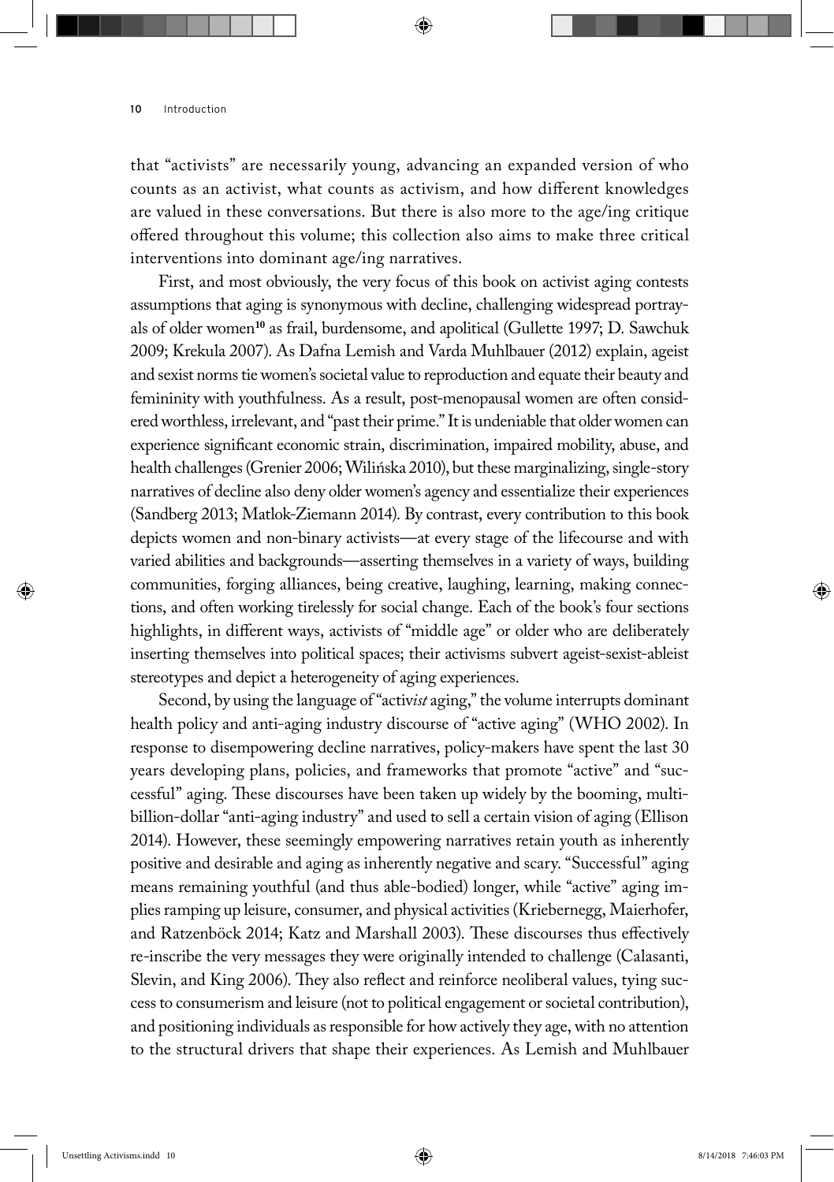that "activists" are necessarily young, advancing an expanded version of who counts as an activist, what counts as activism, and how different knowledges are valued in these conversations. But there is also more to the age/ing critique offered throughout this volume; this collection also aims to make three critical interventions into dominant age/ing narratives.

First, and most obviously, the very focus of this book on activist aging contests assumptions that aging is synonymous with decline, challenging widespread portrayals of older women[10] as frail, burdensome, and apolitical (Gullette 1997; D. Sawchuk 2009; Krekula 2007). As Dafna Lemish and Varda Muhlbauer (2012) explain, ageist and sexist norms tie women's societal value to reproduction and equate their beauty and femininity with youthfulness. As a result, post-menopausal women are often considered worthless, irrelevant, and "past their prime." It is undeniable that older women can experience significant economic strain, discrimination, impaired mobility, abuse, and health challenges (Grenier 2006; Wilińska 2010), but these marginalizing, single-story narratives of decline also deny older women's agency and essentialize their experiences (Sandberg 2013; Matlok-Ziemann 2014). By contrast, every contribution to this book depicts women and non-binary activists—at every stage of the lifecourse and with varied abilities and backgrounds—asserting themselves in a variety of ways, building communities, forging alliances, being creative, laughing, learning, making connections, and often working tirelessly for social change. Each of the book's four sections highlights, in different ways, activists of "middle age" or older who are deliberately inserting themselves into political spaces; their activisms subvert ageist-sexist-ableist stereotypes and depict a heterogeneity of aging experiences.

Second, by using the language of "activ*ist* aging," the volume interrupts dominant health policy and anti-aging industry discourse of "active aging" (WHO 2002). In response to disempowering decline narratives, policy-makers have spent the last 30 years developing plans, policies, and frameworks that promote "active" and "successful" aging. These discourses have been taken up widely by the booming, multi-billion-dollar "anti-aging industry" and used to sell a certain vision of aging (Ellison 2014). However, these seemingly empowering narratives retain youth as inherently positive and desirable and aging as inherently negative and scary. "Successful" aging means remaining youthful (and thus able-bodied) longer, while "active" aging implies ramping up leisure, consumer, and physical activities (Kriebernegg, Maierhofer, and Ratzenböck 2014; Katz and Marshall 2003). These discourses thus effectively re-inscribe the very messages they were originally intended to challenge (Calasanti, Slevin, and King 2006). They also reflect and reinforce neoliberal values, tying success to consumerism and leisure (not to political engagement or societal contribution), and positioning individuals as responsible for how actively they age, with no attention to the structural drivers that shape their experiences. As Lemish and Muhlbauer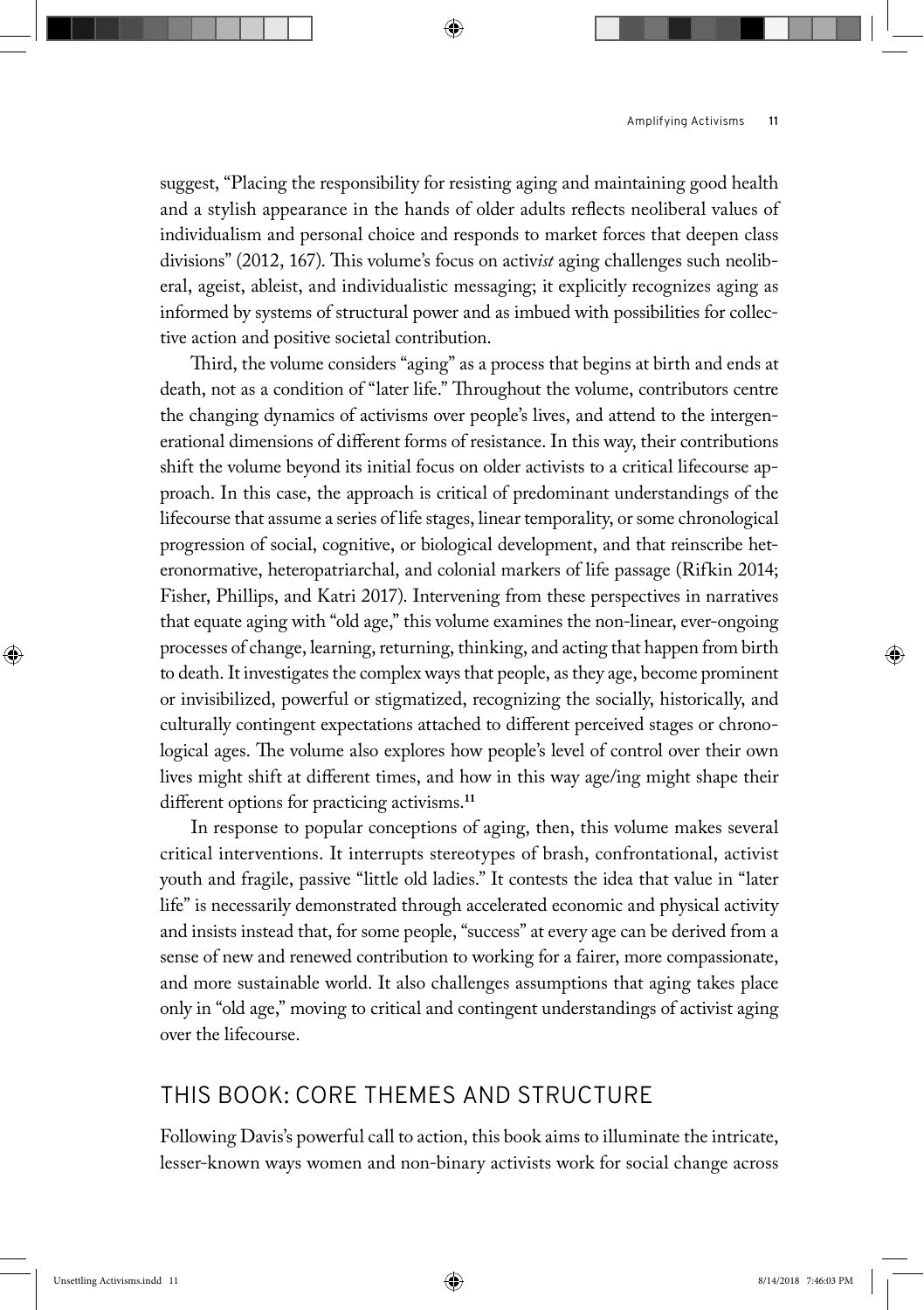suggest, "Placing the responsibility for resisting aging and maintaining good health and a stylish appearance in the hands of older adults reflects neoliberal values of individualism and personal choice and responds to market forces that deepen class divisions" (2012, 167). This volume's focus on activ*ist* aging challenges such neoliberal, ageist, ableist, and individualistic messaging; it explicitly recognizes aging as informed by systems of structural power and as imbued with possibilities for collective action and positive societal contribution.

Third, the volume considers "aging" as a process that begins at birth and ends at death, not as a condition of "later life." Throughout the volume, contributors centre the changing dynamics of activisms over people's lives, and attend to the intergenerational dimensions of different forms of resistance. In this way, their contributions shift the volume beyond its initial focus on older activists to a critical lifecourse approach. In this case, the approach is critical of predominant understandings of the lifecourse that assume a series of life stages, linear temporality, or some chronological progression of social, cognitive, or biological development, and that reinscribe heteronormative, heteropatriarchal, and colonial markers of life passage (Rifkin 2014; Fisher, Phillips, and Katri 2017). Intervening from these perspectives in narratives that equate aging with "old age," this volume examines the non-linear, ever-ongoing processes of change, learning, returning, thinking, and acting that happen from birth to death. It investigates the complex ways that people, as they age, become prominent or invisibilized, powerful or stigmatized, recognizing the socially, historically, and culturally contingent expectations attached to different perceived stages or chronological ages. The volume also explores how people's level of control over their own lives might shift at different times, and how in this way age/ing might shape their different options for practicing activisms.[11]

In response to popular conceptions of aging, then, this volume makes several critical interventions. It interrupts stereotypes of brash, confrontational, activist youth and fragile, passive "little old ladies." It contests the idea that value in "later life" is necessarily demonstrated through accelerated economic and physical activity and insists instead that, for some people, "success" at every age can be derived from a sense of new and renewed contribution to working for a fairer, more compassionate, and more sustainable world. It also challenges assumptions that aging takes place only in "old age," moving to critical and contingent understandings of activist aging over the lifecourse.

## THIS BOOK: CORE THEMES AND STRUCTURE

Following Davis's powerful call to action, this book aims to illuminate the intricate, lesser-known ways women and non-binary activists work for social change across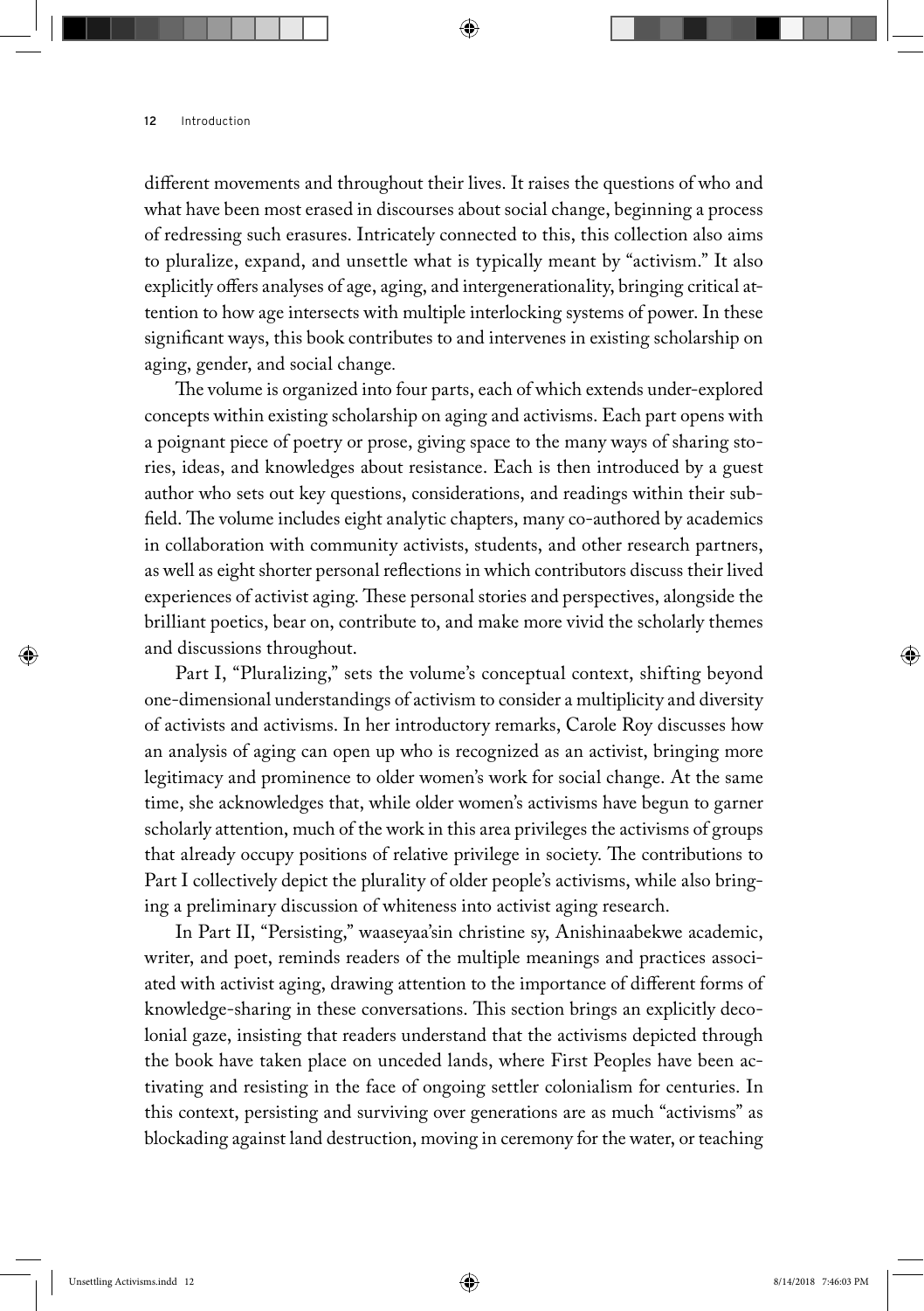different movements and throughout their lives. It raises the questions of who and what have been most erased in discourses about social change, beginning a process of redressing such erasures. Intricately connected to this, this collection also aims to pluralize, expand, and unsettle what is typically meant by "activism." It also explicitly offers analyses of age, aging, and intergenerationality, bringing critical attention to how age intersects with multiple interlocking systems of power. In these significant ways, this book contributes to and intervenes in existing scholarship on aging, gender, and social change.

The volume is organized into four parts, each of which extends under-explored concepts within existing scholarship on aging and activisms. Each part opens with a poignant piece of poetry or prose, giving space to the many ways of sharing stories, ideas, and knowledges about resistance. Each is then introduced by a guest author who sets out key questions, considerations, and readings within their subfield. The volume includes eight analytic chapters, many co-authored by academics in collaboration with community activists, students, and other research partners, as well as eight shorter personal reflections in which contributors discuss their lived experiences of activist aging. These personal stories and perspectives, alongside the brilliant poetics, bear on, contribute to, and make more vivid the scholarly themes and discussions throughout.

Part I, "Pluralizing," sets the volume's conceptual context, shifting beyond one-dimensional understandings of activism to consider a multiplicity and diversity of activists and activisms. In her introductory remarks, Carole Roy discusses how an analysis of aging can open up who is recognized as an activist, bringing more legitimacy and prominence to older women's work for social change. At the same time, she acknowledges that, while older women's activisms have begun to garner scholarly attention, much of the work in this area privileges the activisms of groups that already occupy positions of relative privilege in society. The contributions to Part I collectively depict the plurality of older people's activisms, while also bringing a preliminary discussion of whiteness into activist aging research.

In Part II, "Persisting," waaseyaa'sin christine sy, Anishinaabekwe academic, writer, and poet, reminds readers of the multiple meanings and practices associated with activist aging, drawing attention to the importance of different forms of knowledge-sharing in these conversations. This section brings an explicitly decolonial gaze, insisting that readers understand that the activisms depicted through the book have taken place on unceded lands, where First Peoples have been activating and resisting in the face of ongoing settler colonialism for centuries. In this context, persisting and surviving over generations are as much "activisms" as blockading against land destruction, moving in ceremony for the water, or teaching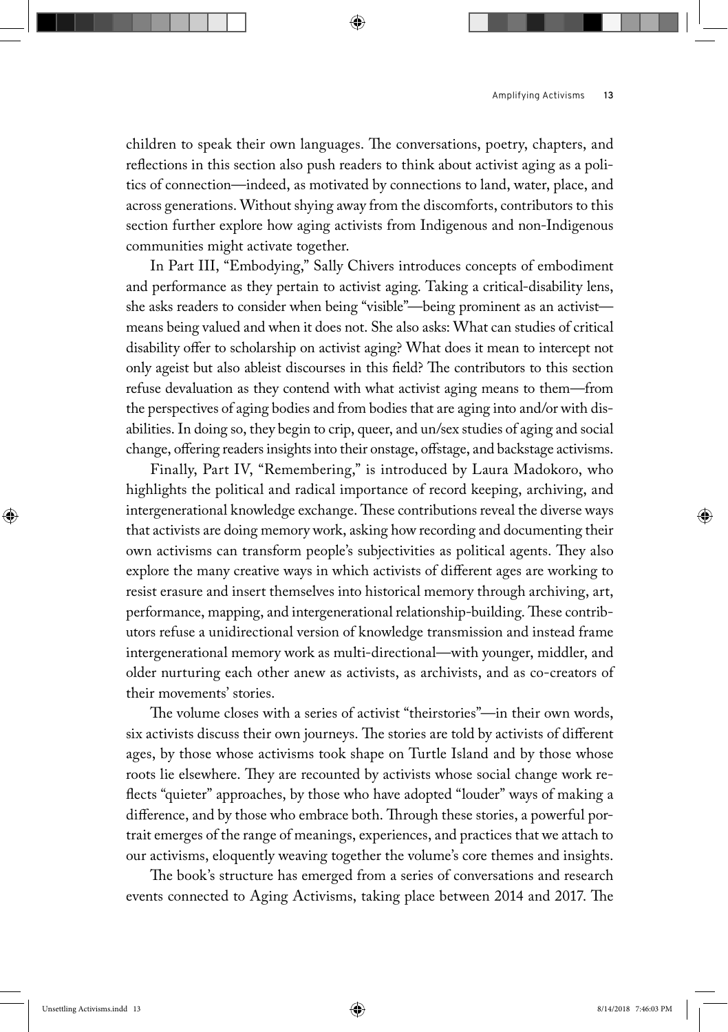children to speak their own languages. The conversations, poetry, chapters, and reflections in this section also push readers to think about activist aging as a politics of connection—indeed, as motivated by connections to land, water, place, and across generations. Without shying away from the discomforts, contributors to this section further explore how aging activists from Indigenous and non-Indigenous communities might activate together.

In Part III, "Embodying," Sally Chivers introduces concepts of embodiment and performance as they pertain to activist aging. Taking a critical-disability lens, she asks readers to consider when being "visible"—being prominent as an activist—means being valued and when it does not. She also asks: What can studies of critical disability offer to scholarship on activist aging? What does it mean to intercept not only ageist but also ableist discourses in this field? The contributors to this section refuse devaluation as they contend with what activist aging means to them—from the perspectives of aging bodies and from bodies that are aging into and/or with disabilities. In doing so, they begin to crip, queer, and un/sex studies of aging and social change, offering readers insights into their onstage, offstage, and backstage activisms.

Finally, Part IV, "Remembering," is introduced by Laura Madokoro, who highlights the political and radical importance of record keeping, archiving, and intergenerational knowledge exchange. These contributions reveal the diverse ways that activists are doing memory work, asking how recording and documenting their own activisms can transform people's subjectivities as political agents. They also explore the many creative ways in which activists of different ages are working to resist erasure and insert themselves into historical memory through archiving, art, performance, mapping, and intergenerational relationship-building. These contributors refuse a unidirectional version of knowledge transmission and instead frame intergenerational memory work as multi-directional—with younger, middler, and older nurturing each other anew as activists, as archivists, and as co-creators of their movements' stories.

The volume closes with a series of activist "theirstories"—in their own words, six activists discuss their own journeys. The stories are told by activists of different ages, by those whose activisms took shape on Turtle Island and by those whose roots lie elsewhere. They are recounted by activists whose social change work reflects "quieter" approaches, by those who have adopted "louder" ways of making a difference, and by those who embrace both. Through these stories, a powerful portrait emerges of the range of meanings, experiences, and practices that we attach to our activisms, eloquently weaving together the volume's core themes and insights.

The book's structure has emerged from a series of conversations and research events connected to Aging Activisms, taking place between 2014 and 2017. The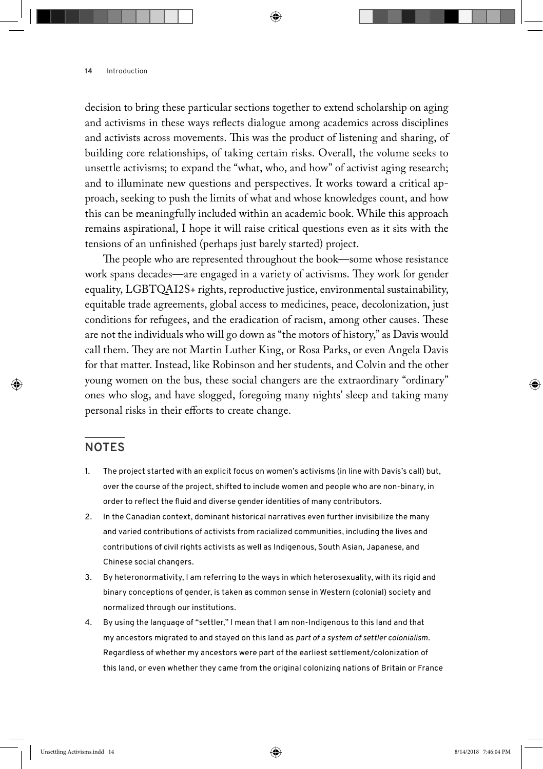decision to bring these particular sections together to extend scholarship on aging and activisms in these ways reflects dialogue among academics across disciplines and activists across movements. This was the product of listening and sharing, of building core relationships, of taking certain risks. Overall, the volume seeks to unsettle activisms; to expand the "what, who, and how" of activist aging research; and to illuminate new questions and perspectives. It works toward a critical approach, seeking to push the limits of what and whose knowledges count, and how this can be meaningfully included within an academic book. While this approach remains aspirational, I hope it will raise critical questions even as it sits with the tensions of an unfinished (perhaps just barely started) project.

The people who are represented throughout the book—some whose resistance work spans decades—are engaged in a variety of activisms. They work for gender equality, LGBTQAI2S+ rights, reproductive justice, environmental sustainability, equitable trade agreements, global access to medicines, peace, decolonization, just conditions for refugees, and the eradication of racism, among other causes. These are not the individuals who will go down as "the motors of history," as Davis would call them. They are not Martin Luther King, or Rosa Parks, or even Angela Davis for that matter. Instead, like Robinson and her students, and Colvin and the other young women on the bus, these social changers are the extraordinary "ordinary" ones who slog, and have slogged, foregoing many nights' sleep and taking many personal risks in their efforts to create change.

## NOTES

1. The project started with an explicit focus on women's activisms (in line with Davis's call) but, over the course of the project, shifted to include women and people who are non-binary, in order to reflect the fluid and diverse gender identities of many contributors.
2. In the Canadian context, dominant historical narratives even further invisibilize the many and varied contributions of activists from racialized communities, including the lives and contributions of civil rights activists as well as Indigenous, South Asian, Japanese, and Chinese social changers.
3. By heteronormativity, I am referring to the ways in which heterosexuality, with its rigid and binary conceptions of gender, is taken as common sense in Western (colonial) society and normalized through our institutions.
4. By using the language of "settler," I mean that I am non-Indigenous to this land and that my ancestors migrated to and stayed on this land as *part of a system of settler colonialism*. Regardless of whether my ancestors were part of the earliest settlement/colonization of this land, or even whether they came from the original colonizing nations of Britain or France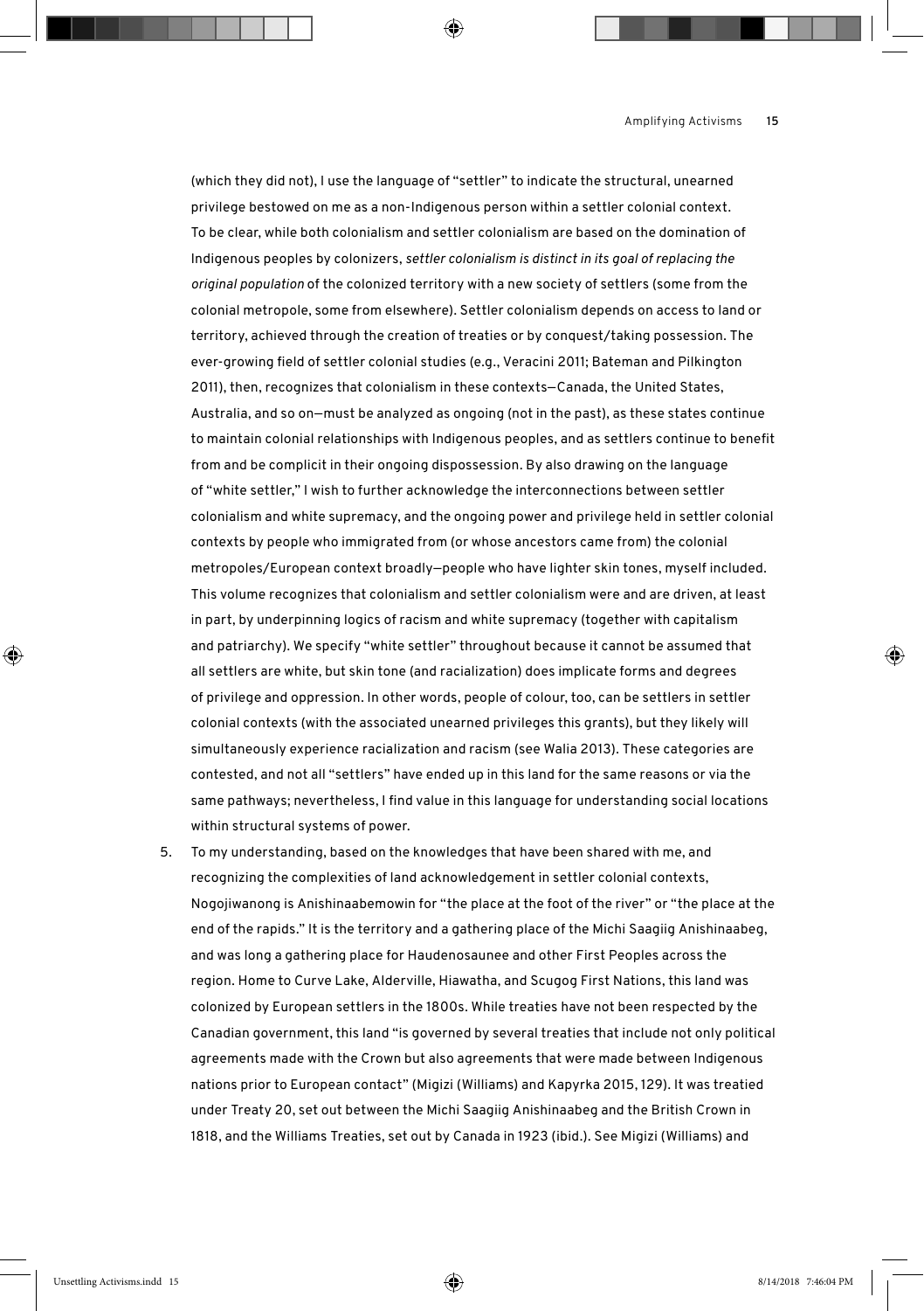(which they did not), I use the language of "settler" to indicate the structural, unearned privilege bestowed on me as a non-Indigenous person within a settler colonial context. To be clear, while both colonialism and settler colonialism are based on the domination of Indigenous peoples by colonizers, *settler colonialism is distinct in its goal of replacing the original population* of the colonized territory with a new society of settlers (some from the colonial metropole, some from elsewhere). Settler colonialism depends on access to land or territory, achieved through the creation of treaties or by conquest/taking possession. The ever-growing field of settler colonial studies (e.g., Veracini 2011; Bateman and Pilkington 2011), then, recognizes that colonialism in these contexts—Canada, the United States, Australia, and so on—must be analyzed as ongoing (not in the past), as these states continue to maintain colonial relationships with Indigenous peoples, and as settlers continue to benefit from and be complicit in their ongoing dispossession. By also drawing on the language of "white settler," I wish to further acknowledge the interconnections between settler colonialism and white supremacy, and the ongoing power and privilege held in settler colonial contexts by people who immigrated from (or whose ancestors came from) the colonial metropoles/European context broadly—people who have lighter skin tones, myself included. This volume recognizes that colonialism and settler colonialism were and are driven, at least in part, by underpinning logics of racism and white supremacy (together with capitalism and patriarchy). We specify "white settler" throughout because it cannot be assumed that all settlers are white, but skin tone (and racialization) does implicate forms and degrees of privilege and oppression. In other words, people of colour, too, can be settlers in settler colonial contexts (with the associated unearned privileges this grants), but they likely will simultaneously experience racialization and racism (see Walia 2013). These categories are contested, and not all "settlers" have ended up in this land for the same reasons or via the same pathways; nevertheless, I find value in this language for understanding social locations within structural systems of power.

5. To my understanding, based on the knowledges that have been shared with me, and recognizing the complexities of land acknowledgement in settler colonial contexts, Nogojiwanong is Anishinaabemowin for "the place at the foot of the river" or "the place at the end of the rapids." It is the territory and a gathering place of the Michi Saagiig Anishinaabeg, and was long a gathering place for Haudenosaunee and other First Peoples across the region. Home to Curve Lake, Alderville, Hiawatha, and Scugog First Nations, this land was colonized by European settlers in the 1800s. While treaties have not been respected by the Canadian government, this land "is governed by several treaties that include not only political agreements made with the Crown but also agreements that were made between Indigenous nations prior to European contact" (Migizi (Williams) and Kapyrka 2015, 129). It was treatied under Treaty 20, set out between the Michi Saagiig Anishinaabeg and the British Crown in 1818, and the Williams Treaties, set out by Canada in 1923 (ibid.). See Migizi (Williams) and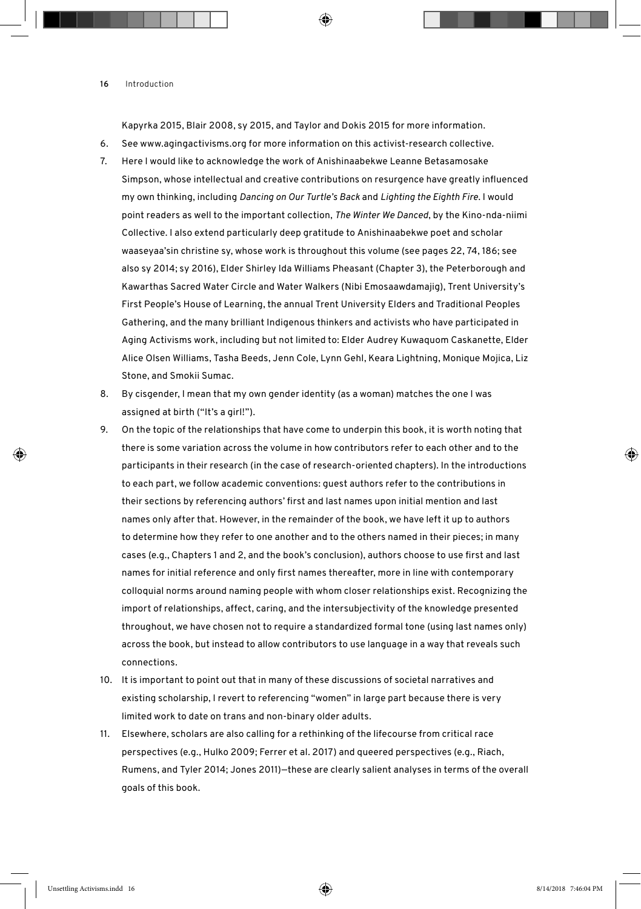Kapyrka 2015, Blair 2008, sy 2015, and Taylor and Dokis 2015 for more information.

6. See www.agingactivisms.org for more information on this activist-research collective.
7. Here I would like to acknowledge the work of Anishinaabekwe Leanne Betasamosake Simpson, whose intellectual and creative contributions on resurgence have greatly influenced my own thinking, including *Dancing on Our Turtle's Back* and *Lighting the Eighth Fire*. I would point readers as well to the important collection, *The Winter We Danced*, by the Kino-nda-niimi Collective. I also extend particularly deep gratitude to Anishinaabekwe poet and scholar waaseyaa'sin christine sy, whose work is throughout this volume (see pages 22, 74, 186; see also sy 2014; sy 2016), Elder Shirley Ida Williams Pheasant (Chapter 3), the Peterborough and Kawarthas Sacred Water Circle and Water Walkers (Nibi Emosaawdamajig), Trent University's First People's House of Learning, the annual Trent University Elders and Traditional Peoples Gathering, and the many brilliant Indigenous thinkers and activists who have participated in Aging Activisms work, including but not limited to: Elder Audrey Kuwaquom Caskanette, Elder Alice Olsen Williams, Tasha Beeds, Jenn Cole, Lynn Gehl, Keara Lightning, Monique Mojica, Liz Stone, and Smokii Sumac.
8. By cisgender, I mean that my own gender identity (as a woman) matches the one I was assigned at birth ("It's a girl!").
9. On the topic of the relationships that have come to underpin this book, it is worth noting that there is some variation across the volume in how contributors refer to each other and to the participants in their research (in the case of research-oriented chapters). In the introductions to each part, we follow academic conventions: guest authors refer to the contributions in their sections by referencing authors' first and last names upon initial mention and last names only after that. However, in the remainder of the book, we have left it up to authors to determine how they refer to one another and to the others named in their pieces; in many cases (e.g., Chapters 1 and 2, and the book's conclusion), authors choose to use first and last names for initial reference and only first names thereafter, more in line with contemporary colloquial norms around naming people with whom closer relationships exist. Recognizing the import of relationships, affect, caring, and the intersubjectivity of the knowledge presented throughout, we have chosen not to require a standardized formal tone (using last names only) across the book, but instead to allow contributors to use language in a way that reveals such connections.
10. It is important to point out that in many of these discussions of societal narratives and existing scholarship, I revert to referencing "women" in large part because there is very limited work to date on trans and non-binary older adults.
11. Elsewhere, scholars are also calling for a rethinking of the lifecourse from critical race perspectives (e.g., Hulko 2009; Ferrer et al. 2017) and queered perspectives (e.g., Riach, Rumens, and Tyler 2014; Jones 2011)—these are clearly salient analyses in terms of the overall goals of this book.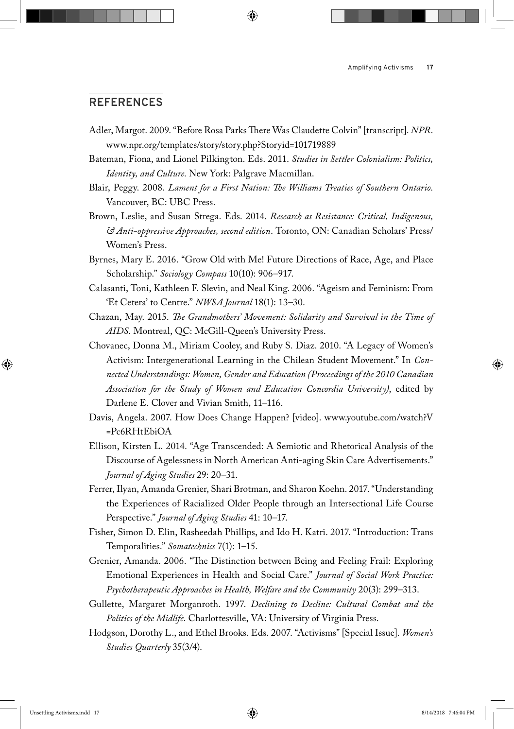## REFERENCES

Adler, Margot. 2009. "Before Rosa Parks There Was Claudette Colvin" [transcript]. *NPR*. www.npr.org/templates/story/story.php?Storyid=101719889

Bateman, Fiona, and Lionel Pilkington. Eds. 2011. *Studies in Settler Colonialism: Politics, Identity, and Culture.* New York: Palgrave Macmillan.

Blair, Peggy. 2008. *Lament for a First Nation: The Williams Treaties of Southern Ontario.* Vancouver, BC: UBC Press.

Brown, Leslie, and Susan Strega. Eds. 2014. *Research as Resistance: Critical, Indigenous, & Anti-oppressive Approaches, second edition*. Toronto, ON: Canadian Scholars' Press/ Women's Press.

Byrnes, Mary E. 2016. "Grow Old with Me! Future Directions of Race, Age, and Place Scholarship." *Sociology Compass* 10(10): 906–917.

Calasanti, Toni, Kathleen F. Slevin, and Neal King. 2006. "Ageism and Feminism: From 'Et Cetera' to Centre." *NWSA Journal* 18(1): 13–30.

Chazan, May. 2015. *The Grandmothers' Movement: Solidarity and Survival in the Time of AIDS*. Montreal, QC: McGill-Queen's University Press.

Chovanec, Donna M., Miriam Cooley, and Ruby S. Diaz. 2010. "A Legacy of Women's Activism: Intergenerational Learning in the Chilean Student Movement." In *Connected Understandings: Women, Gender and Education (Proceedings of the 2010 Canadian Association for the Study of Women and Education Concordia University)*, edited by Darlene E. Clover and Vivian Smith, 11–116.

Davis, Angela. 2007. How Does Change Happen? [video]. www.youtube.com/watch?V=Pc6RHtEbiOA

Ellison, Kirsten L. 2014. "Age Transcended: A Semiotic and Rhetorical Analysis of the Discourse of Agelessness in North American Anti-aging Skin Care Advertisements." *Journal of Aging Studies* 29: 20–31.

Ferrer, Ilyan, Amanda Grenier, Shari Brotman, and Sharon Koehn. 2017. "Understanding the Experiences of Racialized Older People through an Intersectional Life Course Perspective." *Journal of Aging Studies* 41: 10–17.

Fisher, Simon D. Elin, Rasheedah Phillips, and Ido H. Katri. 2017. "Introduction: Trans Temporalities." *Somatechnics* 7(1): 1–15.

Grenier, Amanda. 2006. "The Distinction between Being and Feeling Frail: Exploring Emotional Experiences in Health and Social Care." *Journal of Social Work Practice: Psychotherapeutic Approaches in Health, Welfare and the Community* 20(3): 299–313.

Gullette, Margaret Morganroth. 1997. *Declining to Decline: Cultural Combat and the Politics of the Midlife*. Charlottesville, VA: University of Virginia Press.

Hodgson, Dorothy L., and Ethel Brooks. Eds. 2007. "Activisms" [Special Issue]. *Women's Studies Quarterly* 35(3/4).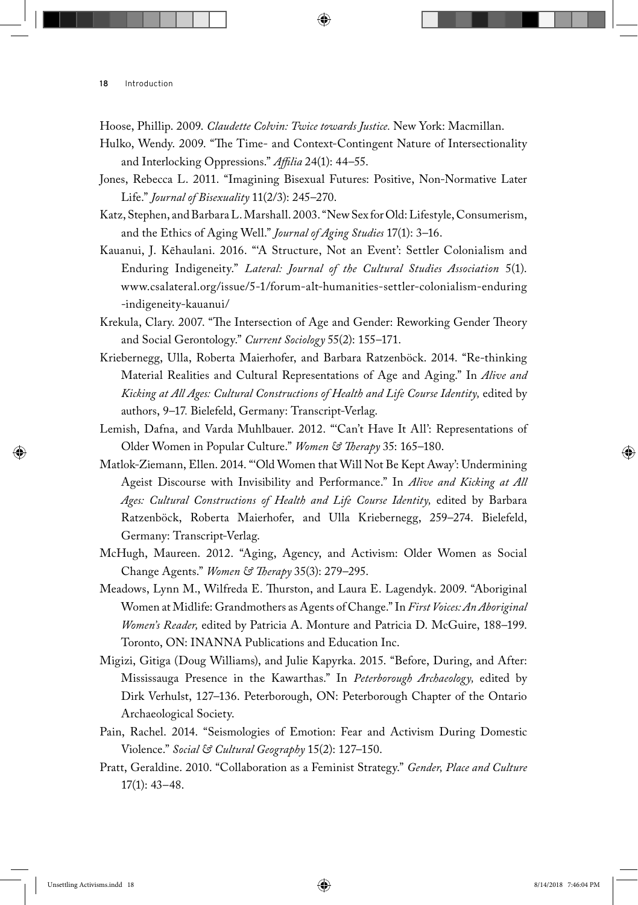Hoose, Phillip. 2009. *Claudette Colvin: Twice towards Justice.* New York: Macmillan.

Hulko, Wendy. 2009. "The Time- and Context-Contingent Nature of Intersectionality and Interlocking Oppressions." *Affilia* 24(1): 44–55.

Jones, Rebecca L. 2011. "Imagining Bisexual Futures: Positive, Non-Normative Later Life." *Journal of Bisexuality* 11(2/3): 245–270.

Katz, Stephen, and Barbara L. Marshall. 2003. "New Sex for Old: Lifestyle, Consumerism, and the Ethics of Aging Well." *Journal of Aging Studies* 17(1): 3–16.

Kauanui, J. Kēhaulani. 2016. "'A Structure, Not an Event': Settler Colonialism and Enduring Indigeneity." *Lateral: Journal of the Cultural Studies Association* 5(1). www.csalateral.org/issue/5-1/forum-alt-humanities-settler-colonialism-enduring-indigeneity-kauanui/

Krekula, Clary. 2007. "The Intersection of Age and Gender: Reworking Gender Theory and Social Gerontology." *Current Sociology* 55(2): 155–171.

Kriebernegg, Ulla, Roberta Maierhofer, and Barbara Ratzenböck. 2014. "Re-thinking Material Realities and Cultural Representations of Age and Aging." In *Alive and Kicking at All Ages: Cultural Constructions of Health and Life Course Identity,* edited by authors, 9–17. Bielefeld, Germany: Transcript-Verlag.

Lemish, Dafna, and Varda Muhlbauer. 2012. "'Can't Have It All': Representations of Older Women in Popular Culture." *Women & Therapy* 35: 165–180.

Matlok-Ziemann, Ellen. 2014. "'Old Women that Will Not Be Kept Away': Undermining Ageist Discourse with Invisibility and Performance." In *Alive and Kicking at All Ages: Cultural Constructions of Health and Life Course Identity,* edited by Barbara Ratzenböck, Roberta Maierhofer, and Ulla Kriebernegg, 259–274. Bielefeld, Germany: Transcript-Verlag.

McHugh, Maureen. 2012. "Aging, Agency, and Activism: Older Women as Social Change Agents." *Women & Therapy* 35(3): 279–295.

Meadows, Lynn M., Wilfreda E. Thurston, and Laura E. Lagendyk. 2009. "Aboriginal Women at Midlife: Grandmothers as Agents of Change." In *First Voices: An Aboriginal Women's Reader,* edited by Patricia A. Monture and Patricia D. McGuire, 188–199. Toronto, ON: INANNA Publications and Education Inc.

Migizi, Gitiga (Doug Williams), and Julie Kapyrka. 2015. "Before, During, and After: Mississauga Presence in the Kawarthas." In *Peterborough Archaeology,* edited by Dirk Verhulst, 127–136. Peterborough, ON: Peterborough Chapter of the Ontario Archaeological Society.

Pain, Rachel. 2014. "Seismologies of Emotion: Fear and Activism During Domestic Violence." *Social & Cultural Geography* 15(2): 127–150.

Pratt, Geraldine. 2010. "Collaboration as a Feminist Strategy." *Gender, Place and Culture* 17(1): 43–48.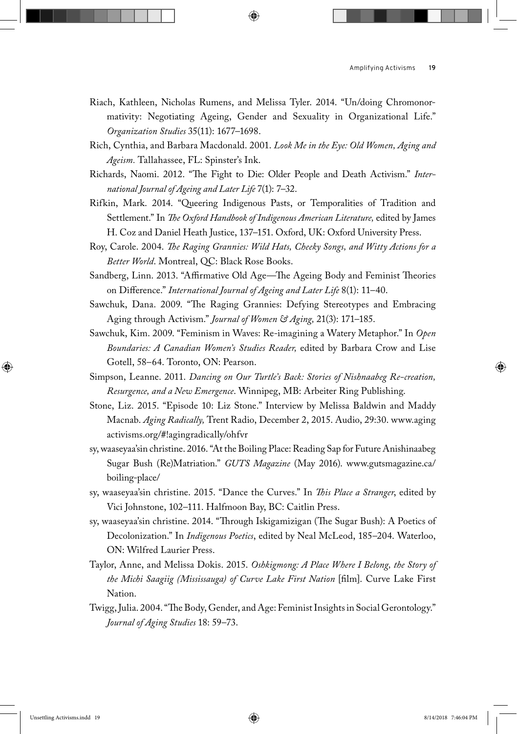Riach, Kathleen, Nicholas Rumens, and Melissa Tyler. 2014. "Un/doing Chromonormativity: Negotiating Ageing, Gender and Sexuality in Organizational Life." *Organization Studies* 35(11): 1677–1698.

Rich, Cynthia, and Barbara Macdonald. 2001. *Look Me in the Eye: Old Women, Aging and Ageism.* Tallahassee, FL: Spinster's Ink.

Richards, Naomi. 2012. "The Fight to Die: Older People and Death Activism." *International Journal of Ageing and Later Life* 7(1): 7–32.

Rifkin, Mark. 2014. "Queering Indigenous Pasts, or Temporalities of Tradition and Settlement." In *The Oxford Handbook of Indigenous American Literature,* edited by James H. Coz and Daniel Heath Justice, 137–151. Oxford, UK: Oxford University Press.

Roy, Carole. 2004. *The Raging Grannies: Wild Hats, Cheeky Songs, and Witty Actions for a Better World*. Montreal, QC: Black Rose Books.

Sandberg, Linn. 2013. "Affirmative Old Age—The Ageing Body and Feminist Theories on Difference." *International Journal of Ageing and Later Life* 8(1): 11–40.

Sawchuk, Dana. 2009. "The Raging Grannies: Defying Stereotypes and Embracing Aging through Activism." *Journal of Women & Aging,* 21(3): 171–185.

Sawchuk, Kim. 2009. "Feminism in Waves: Re-imagining a Watery Metaphor." In *Open Boundaries: A Canadian Women's Studies Reader,* edited by Barbara Crow and Lise Gotell, 58–64. Toronto, ON: Pearson.

Simpson, Leanne. 2011. *Dancing on Our Turtle's Back: Stories of Nishnaabeg Re-creation, Resurgence, and a New Emergence*. Winnipeg, MB: Arbeiter Ring Publishing.

Stone, Liz. 2015. "Episode 10: Liz Stone." Interview by Melissa Baldwin and Maddy Macnab. *Aging Radically,* Trent Radio, December 2, 2015. Audio, 29:30. www.agingactivisms.org/#!agingradically/ohfvr

sy, waaseyaa'sin christine. 2016. "At the Boiling Place: Reading Sap for Future Anishinaabeg Sugar Bush (Re)Matriation." *GUTS Magazine* (May 2016). www.gutsmagazine.ca/boiling-place/

sy, waaseyaa'sin christine. 2015. "Dance the Curves." In *This Place a Stranger*, edited by Vici Johnstone, 102–111. Halfmoon Bay, BC: Caitlin Press.

sy, waaseyaa'sin christine. 2014. "Through Iskigamizigan (The Sugar Bush): A Poetics of Decolonization." In *Indigenous Poetics*, edited by Neal McLeod, 185–204. Waterloo, ON: Wilfred Laurier Press.

Taylor, Anne, and Melissa Dokis. 2015. *Oshkigmong: A Place Where I Belong, the Story of the Michi Saagiig (Mississauga) of Curve Lake First Nation* [film]. Curve Lake First Nation.

Twigg, Julia. 2004. "The Body, Gender, and Age: Feminist Insights in Social Gerontology." *Journal of Aging Studies* 18: 59–73.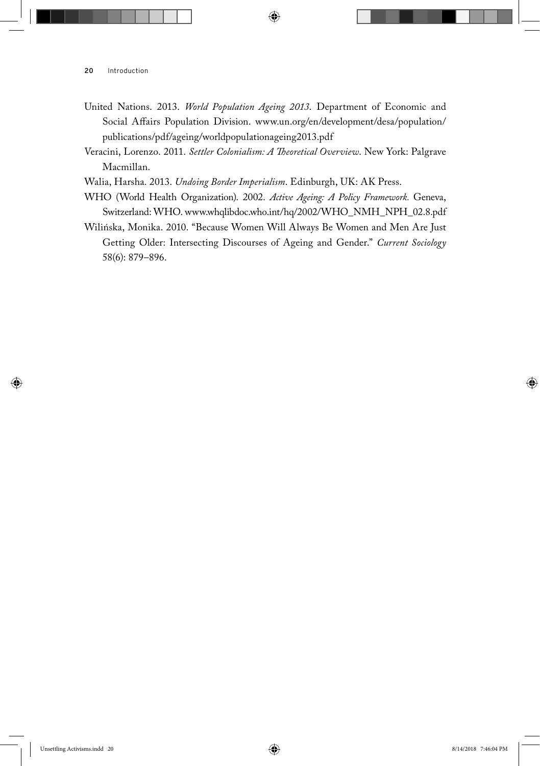United Nations. 2013. *World Population Ageing 2013*. Department of Economic and Social Affairs Population Division. www.un.org/en/development/desa/population/publications/pdf/ageing/worldpopulationageing2013.pdf

Veracini, Lorenzo. 2011. *Settler Colonialism: A Theoretical Overview*. New York: Palgrave Macmillan.

Walia, Harsha. 2013. *Undoing Border Imperialism*. Edinburgh, UK: AK Press.

WHO (World Health Organization). 2002. *Active Ageing: A Policy Framework*. Geneva, Switzerland: WHO. www.whqlibdoc.who.int/hq/2002/WHO_NMH_NPH_02.8.pdf

Wilińska, Monika. 2010. "Because Women Will Always Be Women and Men Are Just Getting Older: Intersecting Discourses of Ageing and Gender." *Current Sociology* 58(6): 879–896.